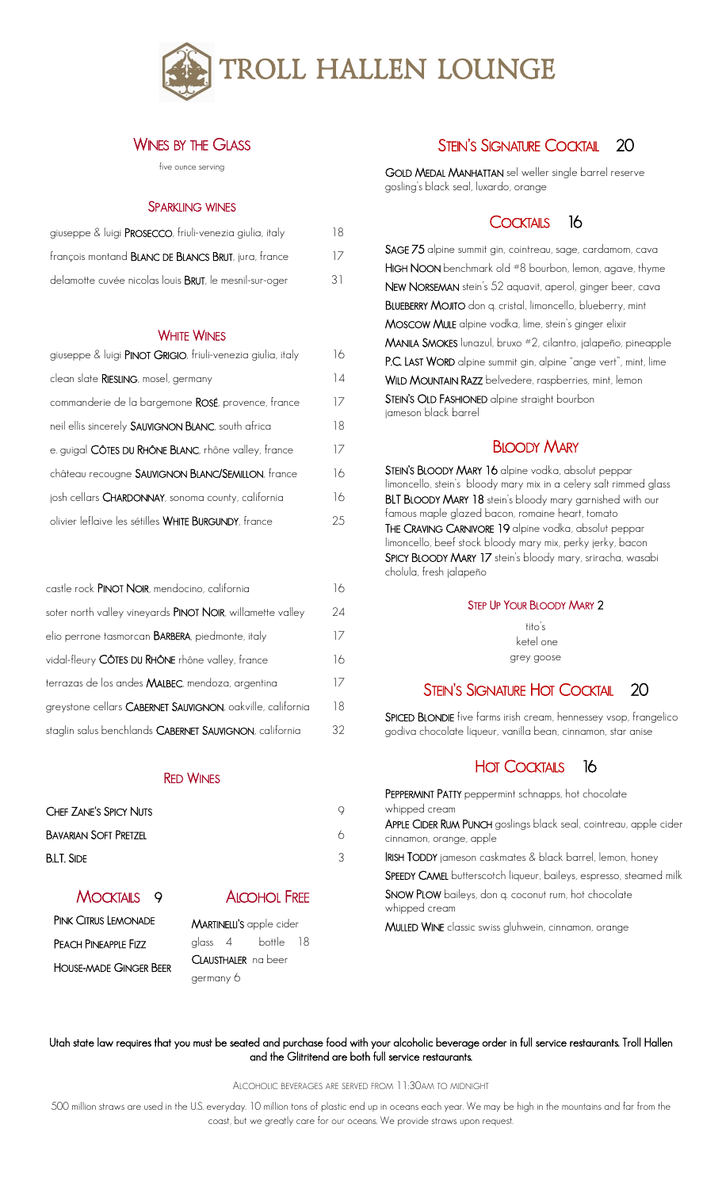# TROLL HALLEN LOUNGE

## Wines by the Glass

five ounce serving

### Sparkling Wines

| | |
|---|---|
| giuseppe & luigi **PROSECCO**, friuli-venezia giulia, italy | 18 |
| françois montand **BLANC DE BLANCS BRUT**, jura, france | 17 |
| delamotte cuvée nicolas louis **BRUT**, le mesnil-sur-oger | 31 |

### White Wines

| | |
|---|---|
| giuseppe & luigi **PINOT GRIGIO**, friuli-venezia giulia, italy | 16 |
| clean slate **RIESLING**, mosel, germany | 14 |
| commanderie de la bargemone **ROSÉ**, provence, france | 17 |
| neil ellis sincerely **SAUVIGNON BLANC**, south africa | 18 |
| e. guigal **CÔTES DU RHÔNE BLANC**, rhône valley, france | 17 |
| château recougne **SAUVIGNON BLANC/SEMILLON**, france | 16 |
| josh cellars **CHARDONNAY**, sonoma county, california | 16 |
| olivier leflaive les sétilles **WHITE BURGUNDY**, france | 25 |

| | |
|---|---|
| castle rock **PINOT NOIR**, mendocino, california | 16 |
| soter north valley vineyards **PINOT NOIR**, willamette valley | 24 |
| elio perrone tasmorcan **BARBERA**, piedmonte, italy | 17 |
| vidal-fleury **CÔTES DU RHÔNE** rhône valley, france | 16 |
| terrazas de los andes **MALBEC**, mendoza, argentina | 17 |
| greystone cellars **CABERNET SAUVIGNON**, oakville, california | 18 |
| staglin salus benchlands **CABERNET SAUVIGNON**, california | 32 |

### Red Wines

| | |
|---|---|
| **CHEF ZANE'S SPICY NUTS** | 9 |
| **BAVARIAN SOFT PRETZEL** | 6 |
| **B.L.T. SIDE** | 3 |

### Mocktails 9

**PINK CITRUS LEMONADE**

**PEACH PINEAPPLE FIZZ**

**HOUSE-MADE GINGER BEER**

### Alcohol Free

**MARTINELLI'S** apple cider
glass 4 bottle 18

**CLAUSTHALER** na beer
germany 6

## Stein's Signature Cocktail 20

**GOLD MEDAL MANHATTAN** sel weller single barrel reserve gosling's black seal, luxardo, orange

## Cocktails 16

**SAGE 75** alpine summit gin, cointreau, sage, cardamom, cava

**HIGH NOON** benchmark old #8 bourbon, lemon, agave, thyme

**NEW NORSEMAN** stein's 52 aquavit, aperol, ginger beer, cava

**BLUEBERRY MOJITO** don q. cristal, limoncello, blueberry, mint

**MOSCOW MULE** alpine vodka, lime, stein's ginger elixir

**MANILA SMOKES** lunazul, bruxo #2, cilantro, jalapeño, pineapple

**P.C. LAST WORD** alpine summit gin, alpine "ange vert", mint, lime

**WILD MOUNTAIN RAZZ** belvedere, raspberries, mint, lemon

**STEIN'S OLD FASHIONED** alpine straight bourbon jameson black barrel

## Bloody Mary

**STEIN'S BLOODY MARY 16** alpine vodka, absolut peppar limoncello, stein's bloody mary mix in a celery salt rimmed glass

**BLT BLOODY MARY 18** stein's bloody mary garnished with our famous maple glazed bacon, romaine heart, tomato

**THE CRAVING CARNIVORE 19** alpine vodka, absolut peppar limoncello, beef stock bloody mary mix, perky jerky, bacon

**SPICY BLOODY MARY 17** stein's bloody mary, sriracha, wasabi cholula, fresh jalapeño

### Step Up Your Bloody Mary 2

tito's
ketel one
grey goose

## Stein's Signature Hot Cocktail 20

**SPICED BLONDIE** five farms irish cream, hennessey vsop, frangelico godiva chocolate liqueur, vanilla bean, cinnamon, star anise

## Hot Cocktails 16

**PEPPERMINT PATTY** peppermint schnapps, hot chocolate whipped cream

**APPLE CIDER RUM PUNCH** goslings black seal, cointreau, apple cider cinnamon, orange, apple

**IRISH TODDY** jameson caskmates & black barrel, lemon, honey

**SPEEDY CAMEL** butterscotch liqueur, baileys, espresso, steamed milk

**SNOW PLOW** baileys, don q. coconut rum, hot chocolate whipped cream

**MULLED WINE** classic swiss gluhwein, cinnamon, orange

**Utah state law requires that you must be seated and purchase food with your alcoholic beverage order in full service restaurants. Troll Hallen and the Glitritend are both full service restaurants.**

ALCOHOLIC BEVERAGES ARE SERVED FROM 11:30AM TO MIDNIGHT

500 million straws are used in the U.S. everyday. 10 million tons of plastic end up in oceans each year. We may be high in the mountains and far from the coast, but we greatly care for our oceans. We provide straws upon request.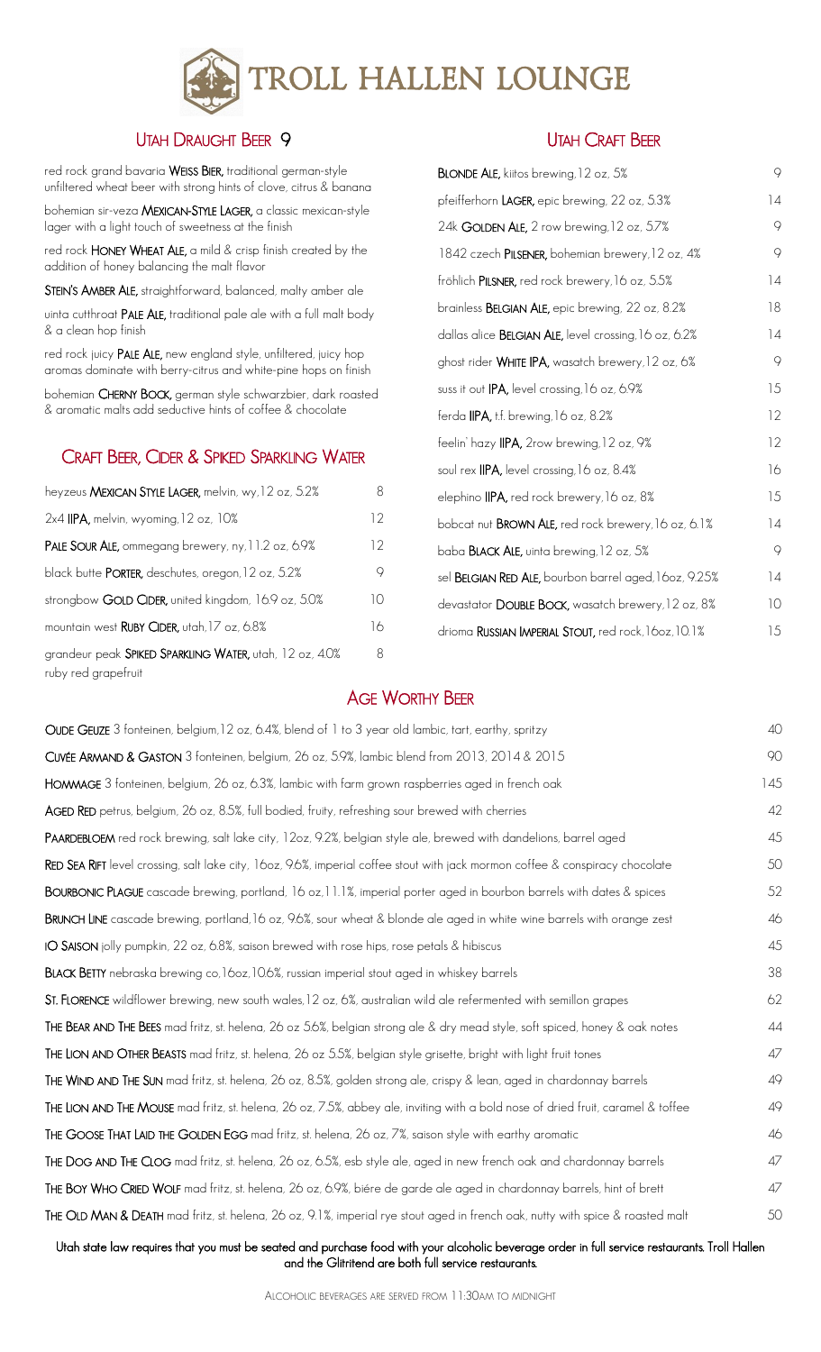# TROLL HALLEN LOUNGE

## Utah Draught Beer 9

red rock grand bavaria **Weiss Bier,** traditional german-style unfiltered wheat beer with strong hints of clove, citrus & banana

bohemian sir-veza **Mexican-Style Lager,** a classic mexican-style lager with a light touch of sweetness at the finish

red rock **Honey Wheat Ale,** a mild & crisp finish created by the addition of honey balancing the malt flavor

**Stein's Amber Ale,** straightforward, balanced, malty amber ale

uinta cutthroat **Pale Ale,** traditional pale ale with a full malt body & a clean hop finish

red rock juicy **Pale Ale,** new england style, unfiltered, juicy hop aromas dominate with berry-citrus and white-pine hops on finish

bohemian **Cherny Bock,** german style schwarzbier, dark roasted & aromatic malts add seductive hints of coffee & chocolate

## Craft Beer, Cider & Spiked Sparkling Water

| | |
|---|---|
| heyzeus **Mexican Style Lager,** melvin, wy, 12 oz, 5.2% | 8 |
| 2x4 **IIPA,** melvin, wyoming, 12 oz, 10% | 12 |
| **Pale Sour Ale,** ommegang brewery, ny, 11.2 oz, 6.9% | 12 |
| black butte **Porter,** deschutes, oregon, 12 oz, 5.2% | 9 |
| strongbow **Gold Cider,** united kingdom, 16.9 oz, 5.0% | 10 |
| mountain west **Ruby Cider,** utah, 17 oz, 6.8% | 16 |
| grandeur peak **Spiked Sparkling Water,** utah, 12 oz, 4.0% ruby red grapefruit | 8 |

## Utah Craft Beer

| | |
|---|---|
| **Blonde Ale,** kiitos brewing, 12 oz, 5% | 9 |
| pfeifferhorn **Lager,** epic brewing, 22 oz, 5.3% | 14 |
| 24k **Golden Ale,** 2 row brewing, 12 oz, 5.7% | 9 |
| 1842 czech **Pilsener,** bohemian brewery, 12 oz, 4% | 9 |
| fröhlich **Pilsner,** red rock brewery, 16 oz, 5.5% | 14 |
| brainless **Belgian Ale,** epic brewing, 22 oz, 8.2% | 18 |
| dallas alice **Belgian Ale,** level crossing, 16 oz, 6.2% | 14 |
| ghost rider **White IPA,** wasatch brewery, 12 oz, 6% | 9 |
| suss it out **IPA,** level crossing, 16 oz, 6.9% | 15 |
| ferda **IIPA,** t.f. brewing, 16 oz, 8.2% | 12 |
| feelin' hazy **IIPA,** 2row brewing, 12 oz, 9% | 12 |
| soul rex **IIPA,** level crossing, 16 oz, 8.4% | 16 |
| elephino **IIPA,** red rock brewery, 16 oz, 8% | 15 |
| bobcat nut **Brown Ale,** red rock brewery, 16 oz, 6.1% | 14 |
| baba **Black Ale,** uinta brewing, 12 oz, 5% | 9 |
| sel **Belgian Red Ale,** bourbon barrel aged, 16oz, 9.25% | 14 |
| devastator **Double Bock,** wasatch brewery, 12 oz, 8% | 10 |
| drioma **Russian Imperial Stout,** red rock, 16oz, 10.1% | 15 |

## Age Worthy Beer

| | |
|---|---|
| **Oude Geuze** 3 fonteinen, belgium, 12 oz, 6.4%, blend of 1 to 3 year old lambic, tart, earthy, spritzy | 40 |
| **Cuvée Armand & Gaston** 3 fonteinen, belgium, 26 oz, 5.9%, lambic blend from 2013, 2014 & 2015 | 90 |
| **Hommage** 3 fonteinen, belgium, 26 oz, 6.3%, lambic with farm grown raspberries aged in french oak | 145 |
| **Aged Red** petrus, belgium, 26 oz, 8.5%, full bodied, fruity, refreshing sour brewed with cherries | 42 |
| **Paardebloem** red rock brewing, salt lake city, 12oz, 9.2%, belgian style ale, brewed with dandelions, barrel aged | 45 |
| **Red Sea Rift** level crossing, salt lake city, 16oz, 9.6%, imperial coffee stout with jack mormon coffee & conspiracy chocolate | 50 |
| **Bourbonic Plague** cascade brewing, portland, 16 oz, 11.1%, imperial porter aged in bourbon barrels with dates & spices | 52 |
| **Brunch Line** cascade brewing, portland, 16 oz, 9.6%, sour wheat & blonde ale aged in white wine barrels with orange zest | 46 |
| **IO Saison** jolly pumpkin, 22 oz, 6.8%, saison brewed with rose hips, rose petals & hibiscus | 45 |
| **Black Betty** nebraska brewing co, 16oz, 10.6%, russian imperial stout aged in whiskey barrels | 38 |
| **St. Florence** wildflower brewing, new south wales, 12 oz, 6%, australian wild ale refermented with semillon grapes | 62 |
| **The Bear and The Bees** mad fritz, st. helena, 26 oz 5.6%, belgian strong ale & dry mead style, soft spiced, honey & oak notes | 44 |
| **The Lion and Other Beasts** mad fritz, st. helena, 26 oz 5.5%, belgian style grisette, bright with light fruit tones | 47 |
| **The Wind and The Sun** mad fritz, st. helena, 26 oz, 8.5%, golden strong ale, crispy & lean, aged in chardonnay barrels | 49 |
| **The Lion and The Mouse** mad fritz, st. helena, 26 oz, 7.5%, abbey ale, inviting with a bold nose of dried fruit, caramel & toffee | 49 |
| **The Goose That Laid the Golden Egg** mad fritz, st. helena, 26 oz, 7%, saison style with earthy aromatic | 46 |
| **The Dog and The Clog** mad fritz, st. helena, 26 oz, 6.5%, esb style ale, aged in new french oak and chardonnay barrels | 47 |
| **The Boy Who Cried Wolf** mad fritz, st. helena, 26 oz, 6.9%, biére de garde ale aged in chardonnay barrels, hint of brett | 47 |
| **The Old Man & Death** mad fritz, st. helena, 26 oz, 9.1%, imperial rye stout aged in french oak, nutty with spice & roasted malt | 50 |

**Utah state law requires that you must be seated and purchase food with your alcoholic beverage order in full service restaurants. Troll Hallen and the Glitritend are both full service restaurants.**

Alcoholic beverages are served from 11:30am to midnight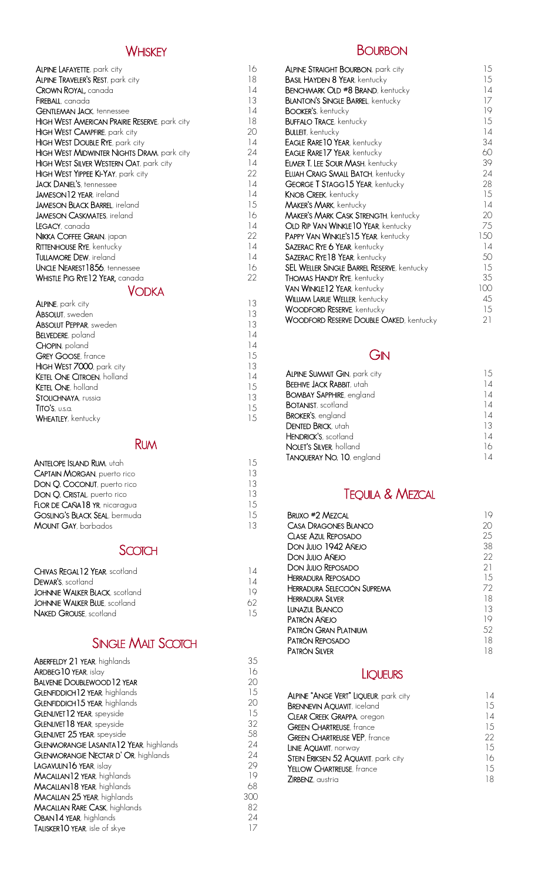## Whiskey

| | |
|---|---|
| Alpine Lafayette, park city | 16 |
| Alpine Traveler's Rest, park city | 18 |
| Crown Royal, canada | 14 |
| Fireball, canada | 13 |
| Gentleman Jack, tennessee | 14 |
| High West American Prairie Reserve, park city | 18 |
| High West Campfire, park city | 20 |
| High West Double Rye, park city | 14 |
| High West Midwinter Nights Dram, park city | 24 |
| High West Silver Western Oat, park city | 14 |
| High West Yippee Ki-Yay, park city | 22 |
| Jack Daniel's, tennessee | 14 |
| Jameson 12 year, ireland | 14 |
| Jameson Black Barrel, ireland | 15 |
| Jameson Caskmates, ireland | 16 |
| Legacy, canada | 14 |
| Nikka Coffee Grain, japan | 22 |
| Rittenhouse Rye, kentucky | 14 |
| Tullamore Dew, ireland | 14 |
| Uncle Nearest 1856, tennessee | 16 |
| Whistle Pig Rye 12 Year, canada | 22 |

## Vodka

| | |
|---|---|
| Alpine, park city | 13 |
| Absolut, sweden | 13 |
| Absolut Peppar, sweden | 13 |
| Belvedere, poland | 14 |
| Chopin, poland | 14 |
| Grey Goose, france | 15 |
| High West 7000, park city | 13 |
| Ketel One Citroen, holland | 14 |
| Ketel One, holland | 15 |
| Stolichnaya, russia | 13 |
| Tito's, u.s.a. | 15 |
| Wheatley, kentucky | 15 |

## Rum

| | |
|---|---|
| Antelope Island Rum, utah | 15 |
| Captain Morgan, puerto rico | 13 |
| Don Q. Coconut, puerto rico | 13 |
| Don Q. Cristal, puerto rico | 13 |
| Flor de Caña 18 yr, nicaragua | 15 |
| Gosling's Black Seal, bermuda | 15 |
| Mount Gay, barbados | 13 |

## Scotch

| | |
|---|---|
| Chivas Regal 12 Year, scotland | 14 |
| Dewar's, scotland | 14 |
| Johnnie Walker Black, scotland | 19 |
| Johnnie Walker Blue, scotland | 62 |
| Naked Grouse, scotland | 15 |

## Single Malt Scotch

| | |
|---|---|
| Aberfeldy 21 year, highlands | 35 |
| Ardbeg 10 year, islay | 16 |
| Balvenie Doublewood 12 year | 20 |
| Glenfiddich 12 year, highlands | 15 |
| Glenfiddich 15 year, highlands | 20 |
| Glenlivet 12 year, speyside | 15 |
| Glenlivet 18 year, speyside | 32 |
| Glenlivet 25 year, speyside | 58 |
| Glenmorangie Lasanta 12 Year, highlands | 24 |
| Glenmorangie Nectar D' Or, highlands | 24 |
| Lagavulin 16 year, islay | 29 |
| Macallan 12 year, highlands | 19 |
| Macallan 18 year, highlands | 68 |
| Macallan 25 year, highlands | 300 |
| Macallan Rare Cask, highlands | 82 |
| Oban 14 year, highlands | 24 |
| Talisker 10 year, isle of skye | 17 |

## Bourbon

| | |
|---|---|
| Alpine Straight Bourbon, park city | 15 |
| Basil Hayden 8 Year, kentucky | 15 |
| Benchmark Old #8 Brand, kentucky | 14 |
| Blanton's Single Barrel, kentucky | 17 |
| Booker's, kentucky | 19 |
| Buffalo Trace, kentucky | 15 |
| Bulleit, kentucky | 14 |
| Eagle Rare 10 Year, kentucky | 34 |
| Eagle Rare 17 Year, kentucky | 60 |
| Elmer T. Lee Sour Mash, kentucky | 39 |
| Elijah Craig Small Batch, kentucky | 24 |
| George T Stagg 15 Year, kentucky | 28 |
| Knob Creek, kentucky | 15 |
| Maker's Mark, kentucky | 14 |
| Maker's Mark Cask Strength, kentucky | 20 |
| Old Rip Van Winkle 10 Year, kentucky | 75 |
| Pappy Van Winkle's 15 Year, kentucky | 150 |
| Sazerac Rye 6 Year, kentucky | 14 |
| Sazerac Rye 18 Year, kentucky | 50 |
| SEL Weller Single Barrel Reserve, kentucky | 15 |
| Thomas Handy Rye, kentucky | 35 |
| Van Winkle 12 Year, kentucky | 100 |
| William Larue Weller, kentucky | 45 |
| Woodford Reserve, kentucky | 15 |
| Woodford Reserve Double Oaked, kentucky | 21 |

## Gin

| | |
|---|---|
| Alpine Summit Gin, park city | 15 |
| Beehive Jack Rabbit, utah | 14 |
| Bombay Sapphire, england | 14 |
| Botanist, scotland | 14 |
| Broker's, england | 14 |
| Dented Brick, utah | 13 |
| Hendrick's, scotland | 14 |
| Nolet's Silver, holland | 16 |
| Tanqueray No. 10, england | 14 |

## Tequila & Mezcal

| | |
|---|---|
| Bruxo #2 Mezcal | 19 |
| Casa Dragones Blanco | 20 |
| Clase Azul Reposado | 25 |
| Don Julio 1942 Añejo | 38 |
| Don Julio Añejo | 22 |
| Don Julio Reposado | 21 |
| Herradura Reposado | 15 |
| Herradura Selección Suprema | 72 |
| Herradura Silver | 18 |
| Lunazul Blanco | 13 |
| Patrón Añejo | 19 |
| Patrón Gran Platinum | 52 |
| Patrón Reposado | 18 |
| Patrón Silver | 18 |

## Liqueurs

| | |
|---|---|
| Alpine "Ange Vert" Liqueur, park city | 14 |
| Brennevin Aquavit, iceland | 15 |
| Clear Creek Grappa, oregon | 14 |
| Green Chartreuse, france | 15 |
| Green Chartreuse VEP, france | 22 |
| Linie Aquavit, norway | 15 |
| Stein Eriksen 52 Aquavit, park city | 16 |
| Yellow Chartreuse, france | 15 |
| Zirbenz, austria | 18 |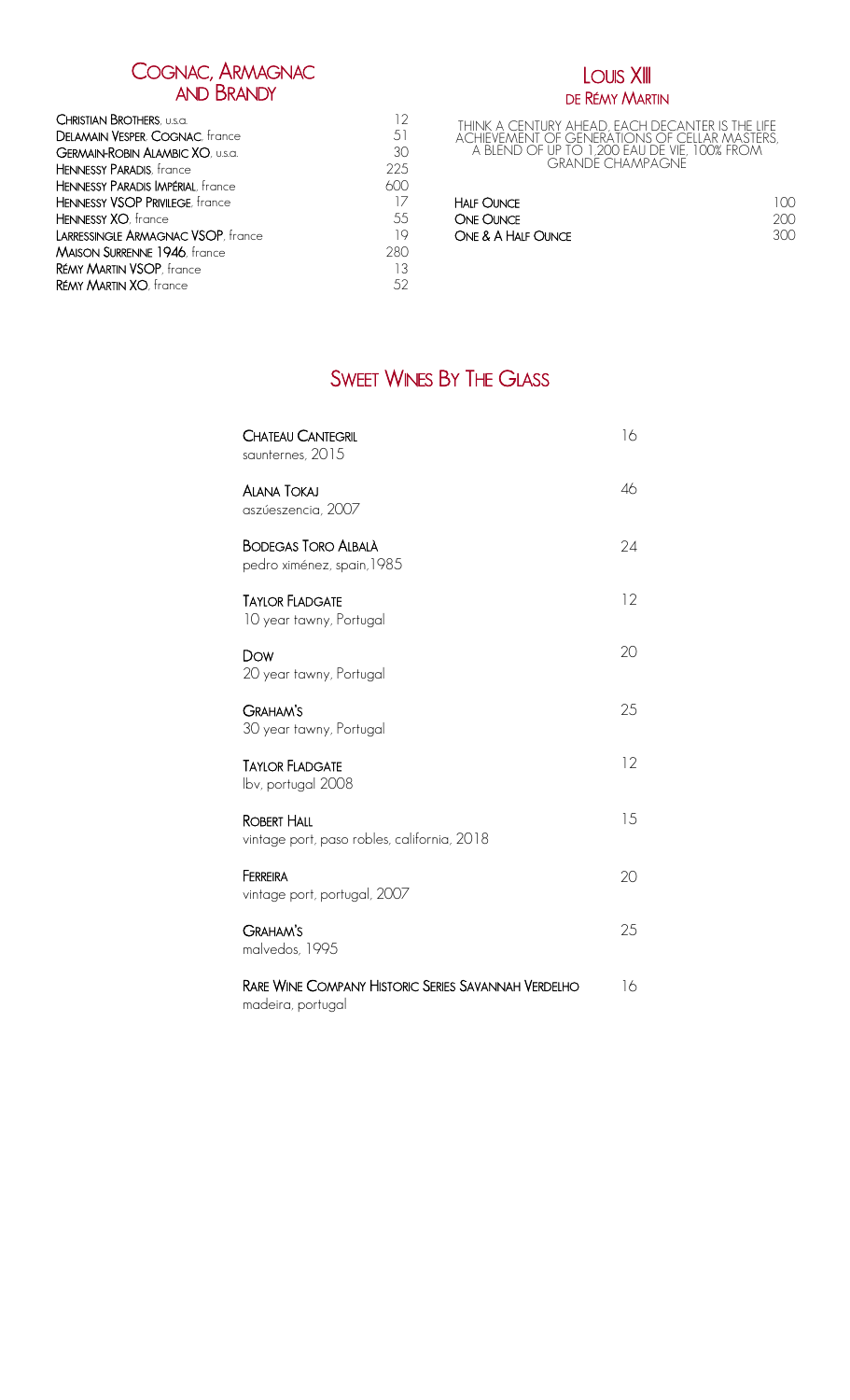## Cognac, Armagnac and Brandy

| | |
|---|---|
| **Christian Brothers**, u.s.a. | 12 |
| **Delamain Vesper**, **Cognac**, france | 51 |
| **Germain-Robin Alambic XO**, u.s.a. | 30 |
| **Hennessy Paradis**, france | 225 |
| **Hennessy Paradis Impérial**, france | 600 |
| **Hennessy VSOP Privilege**, france | 17 |
| **Hennessy XO**, france | 55 |
| **Larressingle Armagnac VSOP**, france | 19 |
| **Maison Surrenne 1946**, france | 280 |
| **Rémy Martin VSOP**, france | 13 |
| **Rémy Martin XO**, france | 52 |

## Louis XIII
### de Rémy Martin

THINK A CENTURY AHEAD. EACH DECANTER IS THE LIFE ACHIEVEMENT OF GENERATIONS OF CELLAR MASTERS, A BLEND OF UP TO 1,200 EAU DE VIE, 100% FROM GRANDE CHAMPAGNE

| | |
|---|---|
| **Half Ounce** | 100 |
| **One Ounce** | 200 |
| **One & A Half Ounce** | 300 |

## Sweet Wines By The Glass

| | |
|---|---|
| **Chateau Cantegril**<br>saunternes, 2015 | 16 |
| **Alana Tokaj**<br>aszúeszencia, 2007 | 46 |
| **Bodegas Toro Albalà**<br>pedro ximénez, spain,1985 | 24 |
| **Taylor Fladgate**<br>10 year tawny, Portugal | 12 |
| **Dow**<br>20 year tawny, Portugal | 20 |
| **Graham's**<br>30 year tawny, Portugal | 25 |
| **Taylor Fladgate**<br>lbv, portugal 2008 | 12 |
| **Robert Hall**<br>vintage port, paso robles, california, 2018 | 15 |
| **Ferreira**<br>vintage port, portugal, 2007 | 20 |
| **Graham's**<br>malvedos, 1995 | 25 |
| **Rare Wine Company Historic Series Savannah Verdelho**<br>madeira, portugal | 16 |